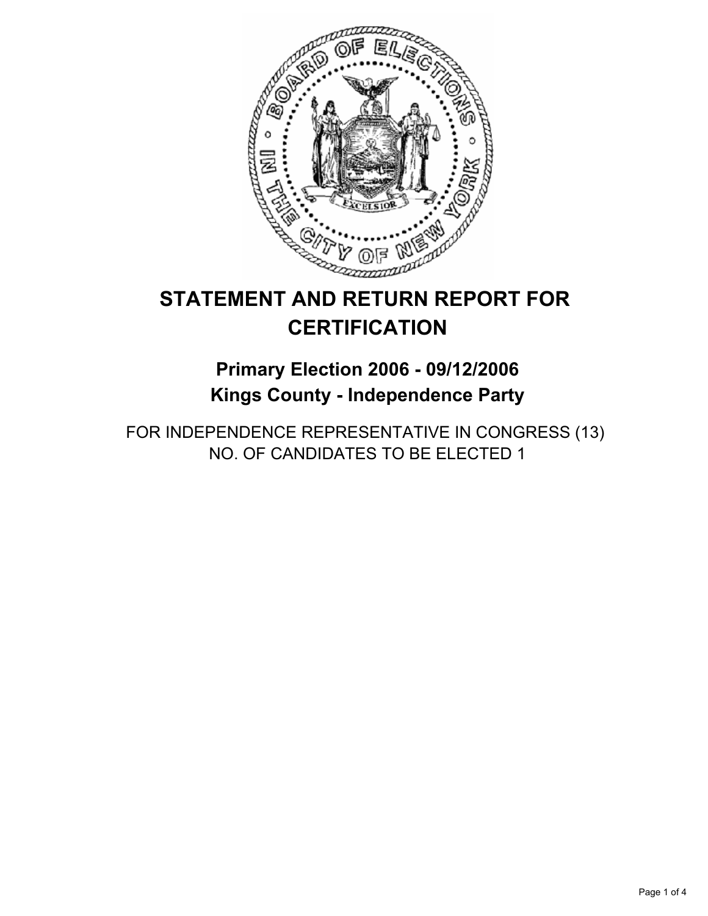# STATEMENT AND RETURN REPORT FOR CERTIFICATION

## Primary Election 2006 - 09/12/2006
## Kings County - Independence Party

FOR INDEPENDENCE REPRESENTATIVE IN CONGRESS (13)
NO. OF CANDIDATES TO BE ELECTED 1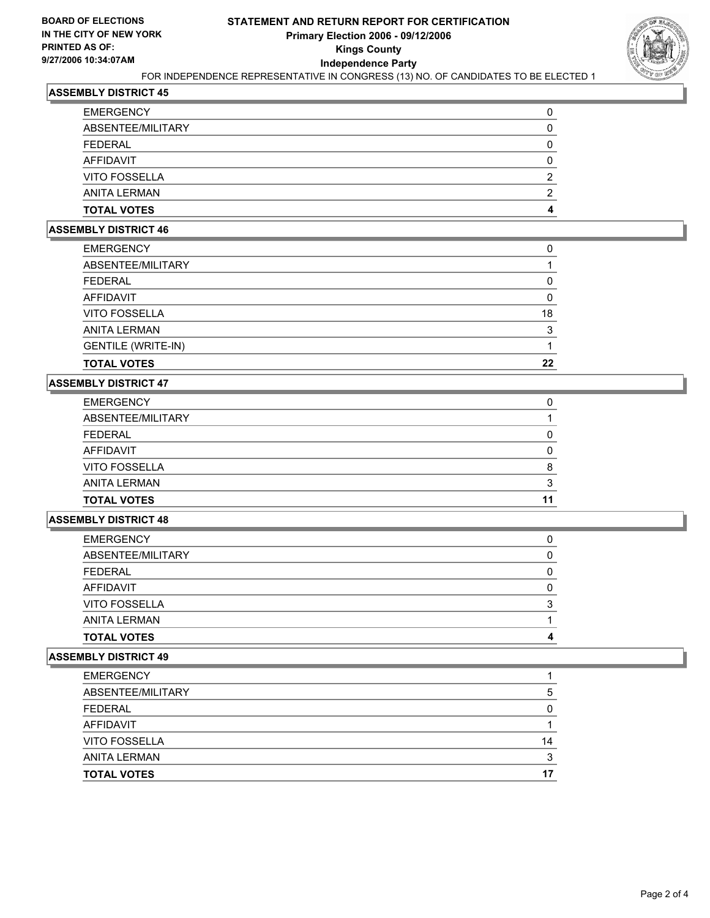**BOARD OF ELECTIONS IN THE CITY OF NEW YORK PRINTED AS OF: 9/27/2006 10:34:07AM**

# STATEMENT AND RETURN REPORT FOR CERTIFICATION
## Primary Election 2006 - 09/12/2006
## Kings County
## Independence Party

FOR INDEPENDENCE REPRESENTATIVE IN CONGRESS (13) NO. OF CANDIDATES TO BE ELECTED 1

### ASSEMBLY DISTRICT 45

| | |
|---|---|
| EMERGENCY | 0 |
| ABSENTEE/MILITARY | 0 |
| FEDERAL | 0 |
| AFFIDAVIT | 0 |
| VITO FOSSELLA | 2 |
| ANITA LERMAN | 2 |
| **TOTAL VOTES** | **4** |

### ASSEMBLY DISTRICT 46

| | |
|---|---|
| EMERGENCY | 0 |
| ABSENTEE/MILITARY | 1 |
| FEDERAL | 0 |
| AFFIDAVIT | 0 |
| VITO FOSSELLA | 18 |
| ANITA LERMAN | 3 |
| GENTILE (WRITE-IN) | 1 |
| **TOTAL VOTES** | **22** |

### ASSEMBLY DISTRICT 47

| | |
|---|---|
| EMERGENCY | 0 |
| ABSENTEE/MILITARY | 1 |
| FEDERAL | 0 |
| AFFIDAVIT | 0 |
| VITO FOSSELLA | 8 |
| ANITA LERMAN | 3 |
| **TOTAL VOTES** | **11** |

### ASSEMBLY DISTRICT 48

| | |
|---|---|
| EMERGENCY | 0 |
| ABSENTEE/MILITARY | 0 |
| FEDERAL | 0 |
| AFFIDAVIT | 0 |
| VITO FOSSELLA | 3 |
| ANITA LERMAN | 1 |
| **TOTAL VOTES** | **4** |

### ASSEMBLY DISTRICT 49

| | |
|---|---|
| EMERGENCY | 1 |
| ABSENTEE/MILITARY | 5 |
| FEDERAL | 0 |
| AFFIDAVIT | 1 |
| VITO FOSSELLA | 14 |
| ANITA LERMAN | 3 |
| **TOTAL VOTES** | **17** |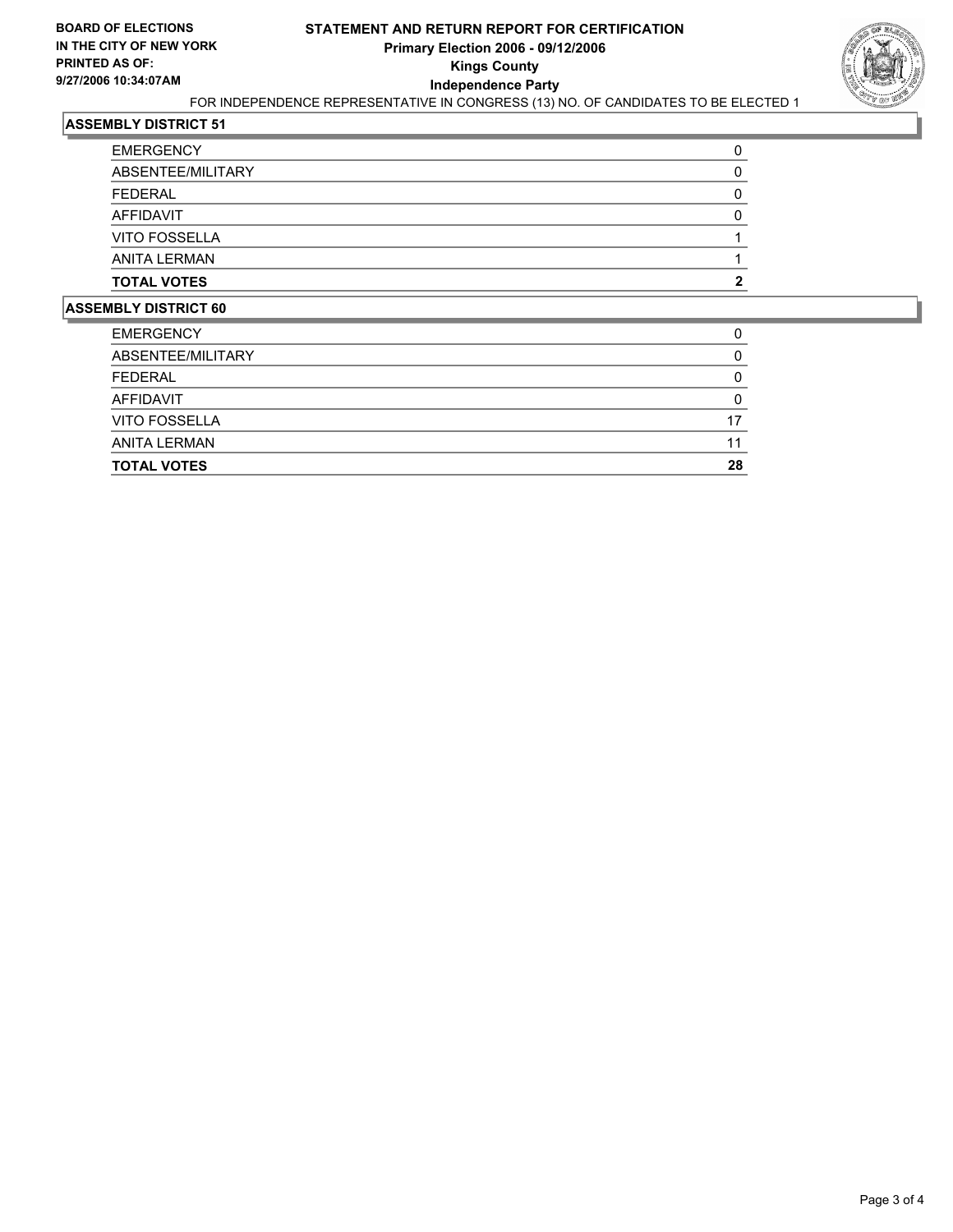**BOARD OF ELECTIONS**
**IN THE CITY OF NEW YORK**
**PRINTED AS OF:**
**9/27/2006 10:34:07AM**

# STATEMENT AND RETURN REPORT FOR CERTIFICATION
## Primary Election 2006 - 09/12/2006
## Kings County
## Independence Party

FOR INDEPENDENCE REPRESENTATIVE IN CONGRESS (13) NO. OF CANDIDATES TO BE ELECTED 1

### ASSEMBLY DISTRICT 51

| | |
|---|---|
| EMERGENCY | 0 |
| ABSENTEE/MILITARY | 0 |
| FEDERAL | 0 |
| AFFIDAVIT | 0 |
| VITO FOSSELLA | 1 |
| ANITA LERMAN | 1 |
| **TOTAL VOTES** | **2** |

### ASSEMBLY DISTRICT 60

| | |
|---|---|
| EMERGENCY | 0 |
| ABSENTEE/MILITARY | 0 |
| FEDERAL | 0 |
| AFFIDAVIT | 0 |
| VITO FOSSELLA | 17 |
| ANITA LERMAN | 11 |
| **TOTAL VOTES** | **28** |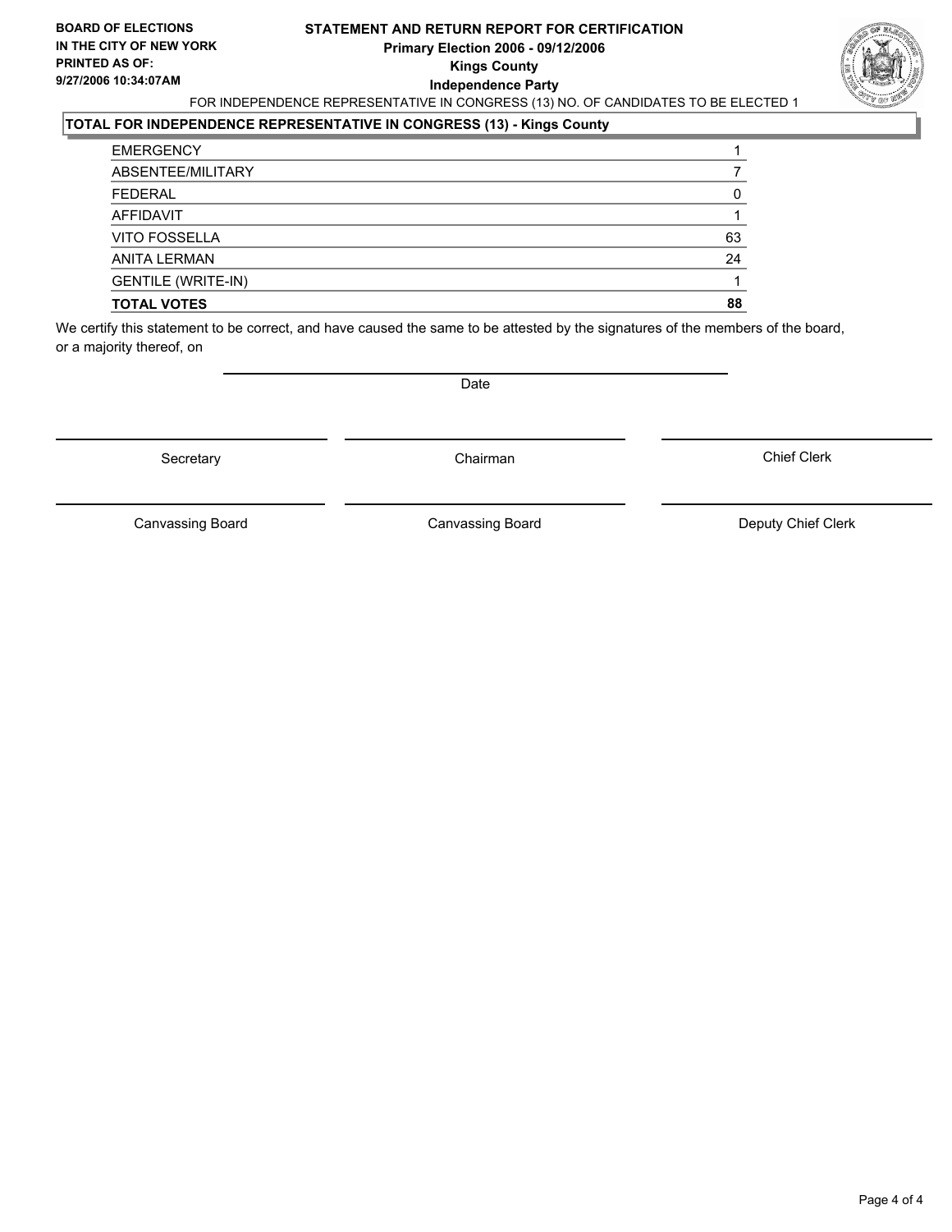**BOARD OF ELECTIONS IN THE CITY OF NEW YORK**
**PRINTED AS OF: 9/27/2006 10:34:07AM**

**STATEMENT AND RETURN REPORT FOR CERTIFICATION**
**Primary Election 2006 - 09/12/2006**
**Kings County**
**Independence Party**

FOR INDEPENDENCE REPRESENTATIVE IN CONGRESS (13) NO. OF CANDIDATES TO BE ELECTED 1

**TOTAL FOR INDEPENDENCE REPRESENTATIVE IN CONGRESS (13) - Kings County**

| | |
|---|---|
| EMERGENCY | 1 |
| ABSENTEE/MILITARY | 7 |
| FEDERAL | 0 |
| AFFIDAVIT | 1 |
| VITO FOSSELLA | 63 |
| ANITA LERMAN | 24 |
| GENTILE (WRITE-IN) | 1 |
| **TOTAL VOTES** | **88** |

We certify this statement to be correct, and have caused the same to be attested by the signatures of the members of the board, or a majority thereof, on

Date

Secretary

Chairman

Chief Clerk

Canvassing Board

Canvassing Board

Deputy Chief Clerk